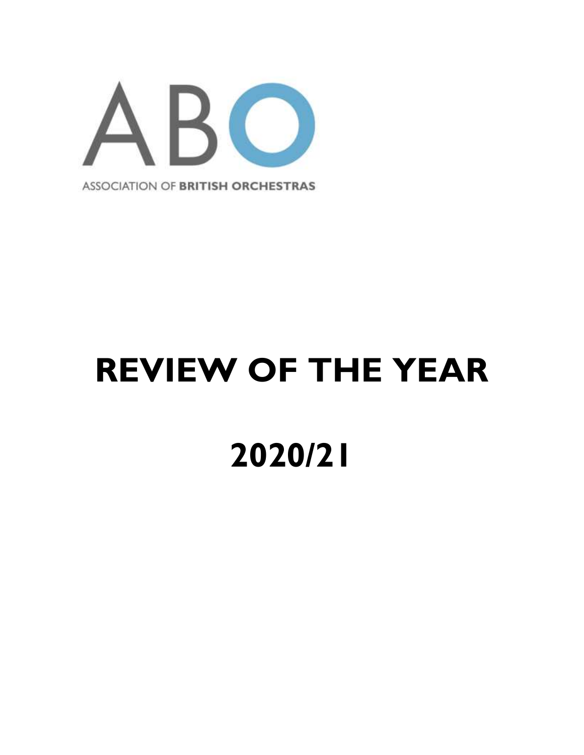ABO

ASSOCIATION OF **BRITISH ORCHESTRAS**

# REVIEW OF THE YEAR

# 2020/21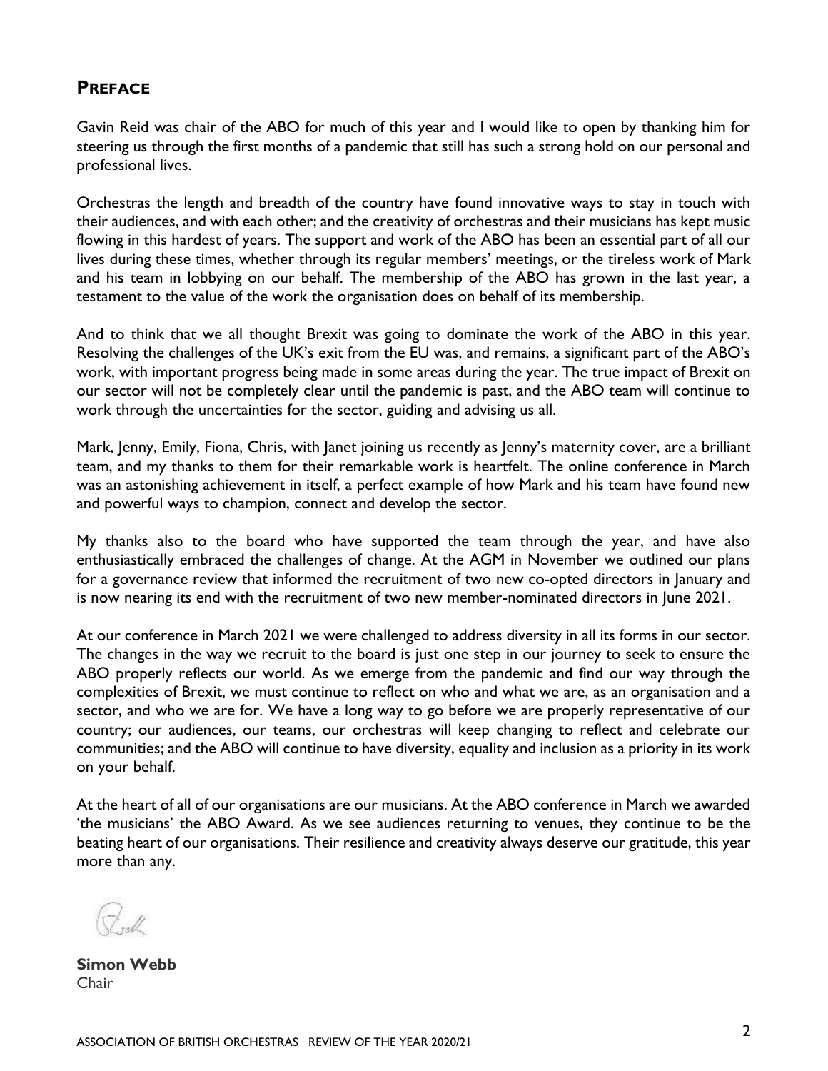## PREFACE

Gavin Reid was chair of the ABO for much of this year and I would like to open by thanking him for steering us through the first months of a pandemic that still has such a strong hold on our personal and professional lives.

Orchestras the length and breadth of the country have found innovative ways to stay in touch with their audiences, and with each other; and the creativity of orchestras and their musicians has kept music flowing in this hardest of years. The support and work of the ABO has been an essential part of all our lives during these times, whether through its regular members' meetings, or the tireless work of Mark and his team in lobbying on our behalf. The membership of the ABO has grown in the last year, a testament to the value of the work the organisation does on behalf of its membership.

And to think that we all thought Brexit was going to dominate the work of the ABO in this year. Resolving the challenges of the UK's exit from the EU was, and remains, a significant part of the ABO's work, with important progress being made in some areas during the year. The true impact of Brexit on our sector will not be completely clear until the pandemic is past, and the ABO team will continue to work through the uncertainties for the sector, guiding and advising us all.

Mark, Jenny, Emily, Fiona, Chris, with Janet joining us recently as Jenny's maternity cover, are a brilliant team, and my thanks to them for their remarkable work is heartfelt. The online conference in March was an astonishing achievement in itself, a perfect example of how Mark and his team have found new and powerful ways to champion, connect and develop the sector.

My thanks also to the board who have supported the team through the year, and have also enthusiastically embraced the challenges of change. At the AGM in November we outlined our plans for a governance review that informed the recruitment of two new co-opted directors in January and is now nearing its end with the recruitment of two new member-nominated directors in June 2021.

At our conference in March 2021 we were challenged to address diversity in all its forms in our sector. The changes in the way we recruit to the board is just one step in our journey to seek to ensure the ABO properly reflects our world. As we emerge from the pandemic and find our way through the complexities of Brexit, we must continue to reflect on who and what we are, as an organisation and a sector, and who we are for. We have a long way to go before we are properly representative of our country; our audiences, our teams, our orchestras will keep changing to reflect and celebrate our communities; and the ABO will continue to have diversity, equality and inclusion as a priority in its work on your behalf.

At the heart of all of our organisations are our musicians. At the ABO conference in March we awarded 'the musicians' the ABO Award. As we see audiences returning to venues, they continue to be the beating heart of our organisations. Their resilience and creativity always deserve our gratitude, this year more than any.

**Simon Webb**
Chair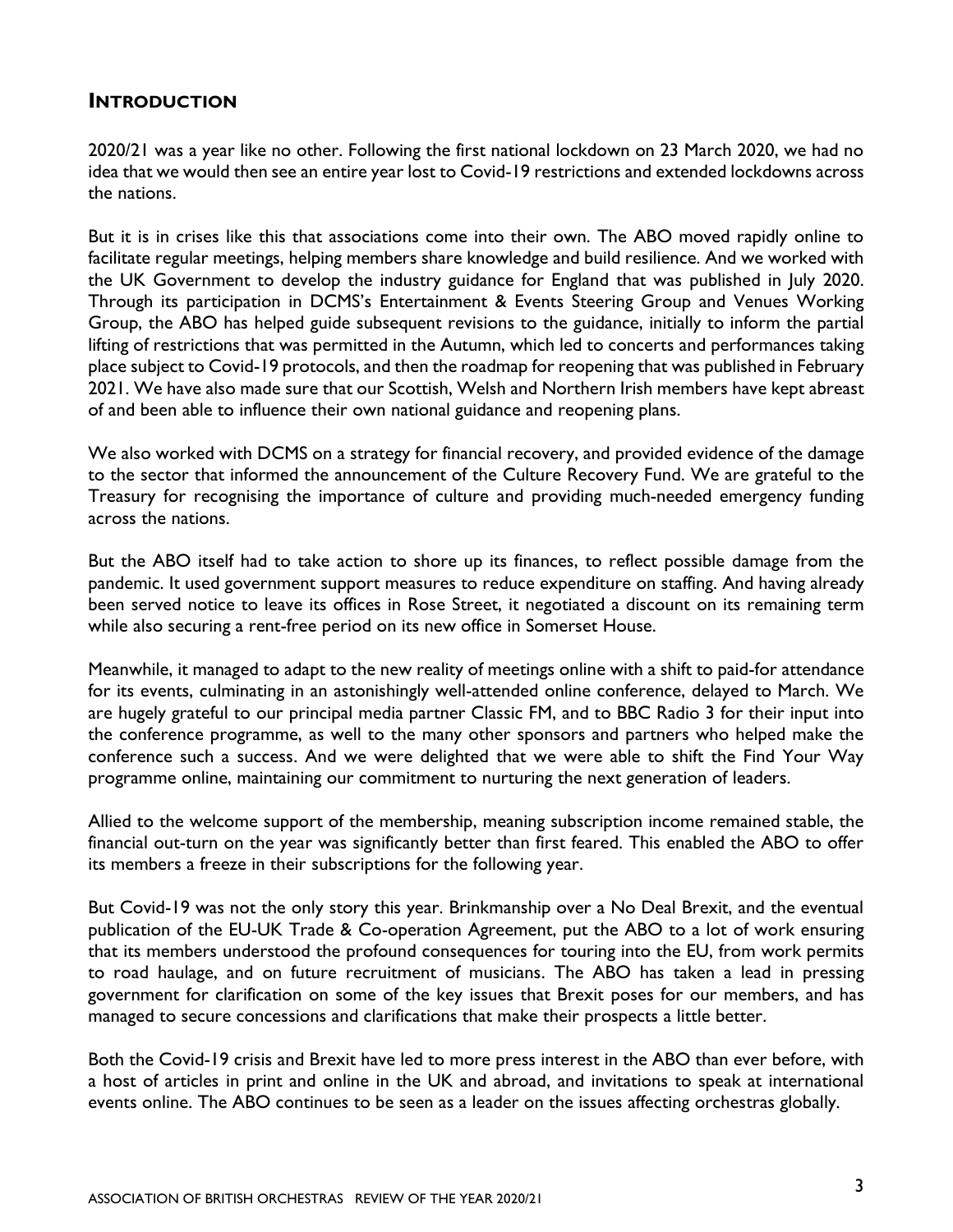## Introduction

2020/21 was a year like no other. Following the first national lockdown on 23 March 2020, we had no idea that we would then see an entire year lost to Covid-19 restrictions and extended lockdowns across the nations.

But it is in crises like this that associations come into their own. The ABO moved rapidly online to facilitate regular meetings, helping members share knowledge and build resilience. And we worked with the UK Government to develop the industry guidance for England that was published in July 2020. Through its participation in DCMS's Entertainment & Events Steering Group and Venues Working Group, the ABO has helped guide subsequent revisions to the guidance, initially to inform the partial lifting of restrictions that was permitted in the Autumn, which led to concerts and performances taking place subject to Covid-19 protocols, and then the roadmap for reopening that was published in February 2021. We have also made sure that our Scottish, Welsh and Northern Irish members have kept abreast of and been able to influence their own national guidance and reopening plans.

We also worked with DCMS on a strategy for financial recovery, and provided evidence of the damage to the sector that informed the announcement of the Culture Recovery Fund. We are grateful to the Treasury for recognising the importance of culture and providing much-needed emergency funding across the nations.

But the ABO itself had to take action to shore up its finances, to reflect possible damage from the pandemic. It used government support measures to reduce expenditure on staffing. And having already been served notice to leave its offices in Rose Street, it negotiated a discount on its remaining term while also securing a rent-free period on its new office in Somerset House.

Meanwhile, it managed to adapt to the new reality of meetings online with a shift to paid-for attendance for its events, culminating in an astonishingly well-attended online conference, delayed to March. We are hugely grateful to our principal media partner Classic FM, and to BBC Radio 3 for their input into the conference programme, as well to the many other sponsors and partners who helped make the conference such a success. And we were delighted that we were able to shift the Find Your Way programme online, maintaining our commitment to nurturing the next generation of leaders.

Allied to the welcome support of the membership, meaning subscription income remained stable, the financial out-turn on the year was significantly better than first feared. This enabled the ABO to offer its members a freeze in their subscriptions for the following year.

But Covid-19 was not the only story this year. Brinkmanship over a No Deal Brexit, and the eventual publication of the EU-UK Trade & Co-operation Agreement, put the ABO to a lot of work ensuring that its members understood the profound consequences for touring into the EU, from work permits to road haulage, and on future recruitment of musicians. The ABO has taken a lead in pressing government for clarification on some of the key issues that Brexit poses for our members, and has managed to secure concessions and clarifications that make their prospects a little better.

Both the Covid-19 crisis and Brexit have led to more press interest in the ABO than ever before, with a host of articles in print and online in the UK and abroad, and invitations to speak at international events online. The ABO continues to be seen as a leader on the issues affecting orchestras globally.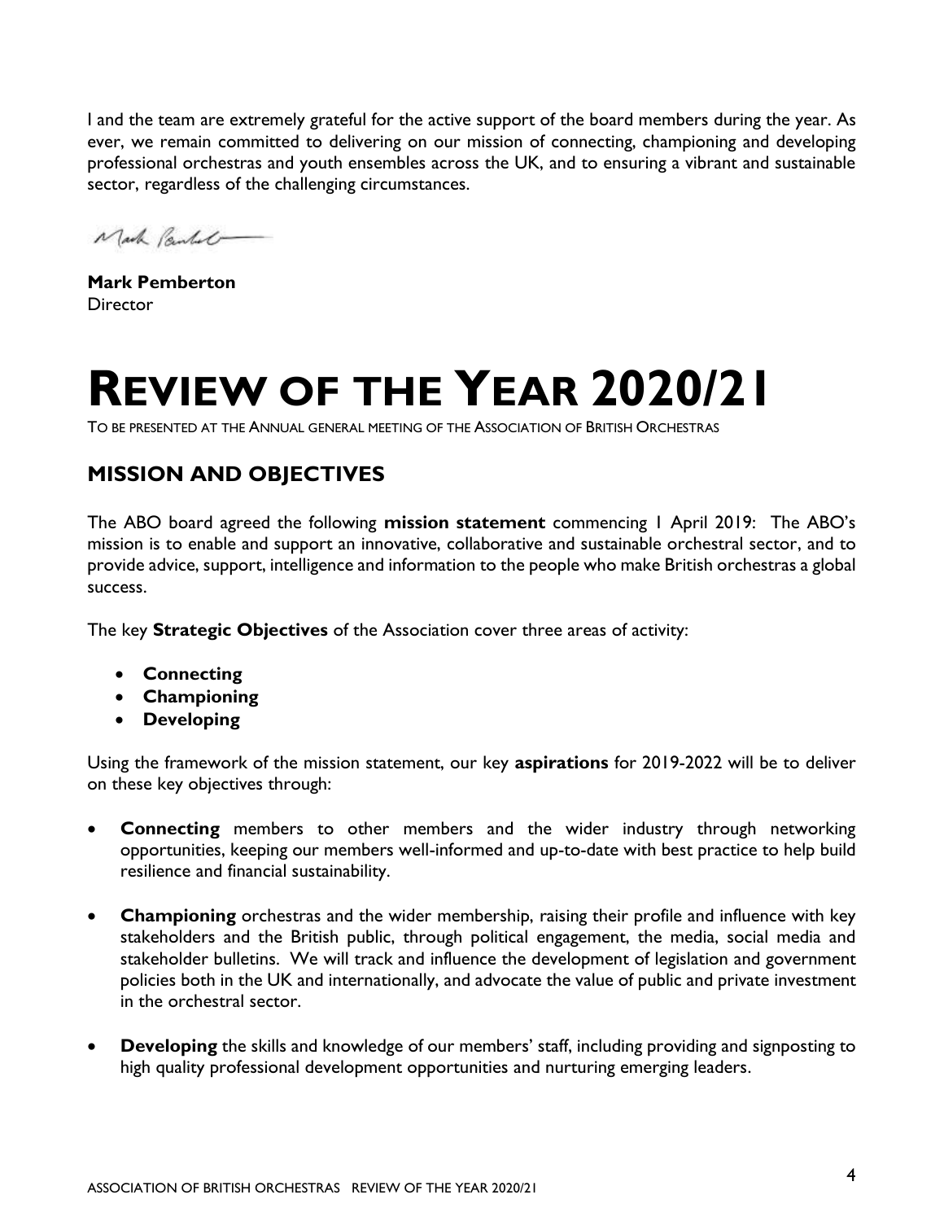I and the team are extremely grateful for the active support of the board members during the year. As ever, we remain committed to delivering on our mission of connecting, championing and developing professional orchestras and youth ensembles across the UK, and to ensuring a vibrant and sustainable sector, regardless of the challenging circumstances.

**Mark Pemberton**
Director

# REVIEW OF THE YEAR 2020/21

TO BE PRESENTED AT THE ANNUAL GENERAL MEETING OF THE ASSOCIATION OF BRITISH ORCHESTRAS

## MISSION AND OBJECTIVES

The ABO board agreed the following **mission statement** commencing 1 April 2019: The ABO's mission is to enable and support an innovative, collaborative and sustainable orchestral sector, and to provide advice, support, intelligence and information to the people who make British orchestras a global success.

The key **Strategic Objectives** of the Association cover three areas of activity:

- **Connecting**
- **Championing**
- **Developing**

Using the framework of the mission statement, our key **aspirations** for 2019-2022 will be to deliver on these key objectives through:

- **Connecting** members to other members and the wider industry through networking opportunities, keeping our members well-informed and up-to-date with best practice to help build resilience and financial sustainability.

- **Championing** orchestras and the wider membership, raising their profile and influence with key stakeholders and the British public, through political engagement, the media, social media and stakeholder bulletins. We will track and influence the development of legislation and government policies both in the UK and internationally, and advocate the value of public and private investment in the orchestral sector.

- **Developing** the skills and knowledge of our members' staff, including providing and signposting to high quality professional development opportunities and nurturing emerging leaders.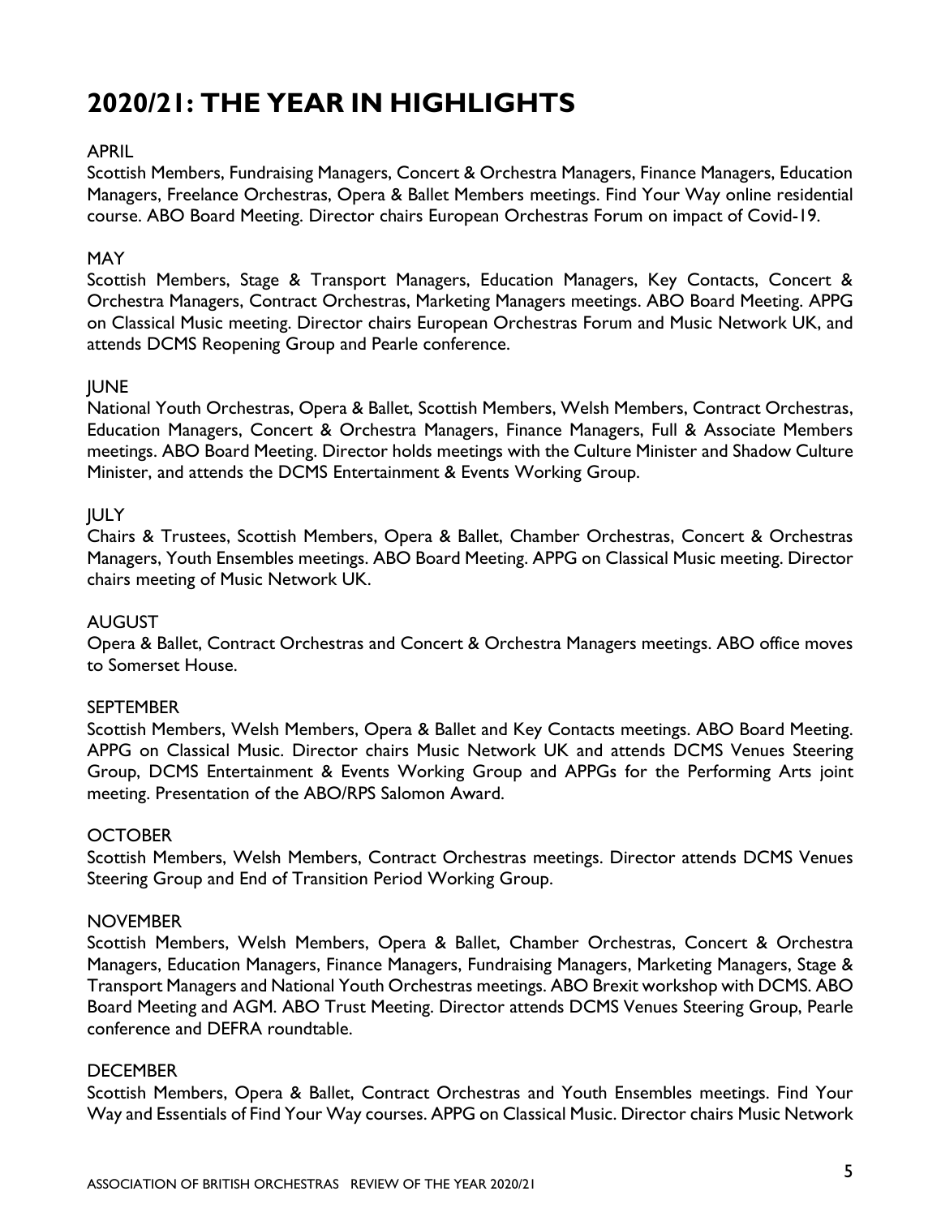# 2020/21: THE YEAR IN HIGHLIGHTS

APRIL

Scottish Members, Fundraising Managers, Concert & Orchestra Managers, Finance Managers, Education Managers, Freelance Orchestras, Opera & Ballet Members meetings. Find Your Way online residential course. ABO Board Meeting. Director chairs European Orchestras Forum on impact of Covid-19.

MAY

Scottish Members, Stage & Transport Managers, Education Managers, Key Contacts, Concert & Orchestra Managers, Contract Orchestras, Marketing Managers meetings. ABO Board Meeting. APPG on Classical Music meeting. Director chairs European Orchestras Forum and Music Network UK, and attends DCMS Reopening Group and Pearle conference.

JUNE

National Youth Orchestras, Opera & Ballet, Scottish Members, Welsh Members, Contract Orchestras, Education Managers, Concert & Orchestra Managers, Finance Managers, Full & Associate Members meetings. ABO Board Meeting. Director holds meetings with the Culture Minister and Shadow Culture Minister, and attends the DCMS Entertainment & Events Working Group.

JULY

Chairs & Trustees, Scottish Members, Opera & Ballet, Chamber Orchestras, Concert & Orchestras Managers, Youth Ensembles meetings. ABO Board Meeting. APPG on Classical Music meeting. Director chairs meeting of Music Network UK.

AUGUST

Opera & Ballet, Contract Orchestras and Concert & Orchestra Managers meetings. ABO office moves to Somerset House.

SEPTEMBER

Scottish Members, Welsh Members, Opera & Ballet and Key Contacts meetings. ABO Board Meeting. APPG on Classical Music. Director chairs Music Network UK and attends DCMS Venues Steering Group, DCMS Entertainment & Events Working Group and APPGs for the Performing Arts joint meeting. Presentation of the ABO/RPS Salomon Award.

OCTOBER

Scottish Members, Welsh Members, Contract Orchestras meetings. Director attends DCMS Venues Steering Group and End of Transition Period Working Group.

NOVEMBER

Scottish Members, Welsh Members, Opera & Ballet, Chamber Orchestras, Concert & Orchestra Managers, Education Managers, Finance Managers, Fundraising Managers, Marketing Managers, Stage & Transport Managers and National Youth Orchestras meetings. ABO Brexit workshop with DCMS. ABO Board Meeting and AGM. ABO Trust Meeting. Director attends DCMS Venues Steering Group, Pearle conference and DEFRA roundtable.

DECEMBER

Scottish Members, Opera & Ballet, Contract Orchestras and Youth Ensembles meetings. Find Your Way and Essentials of Find Your Way courses. APPG on Classical Music. Director chairs Music Network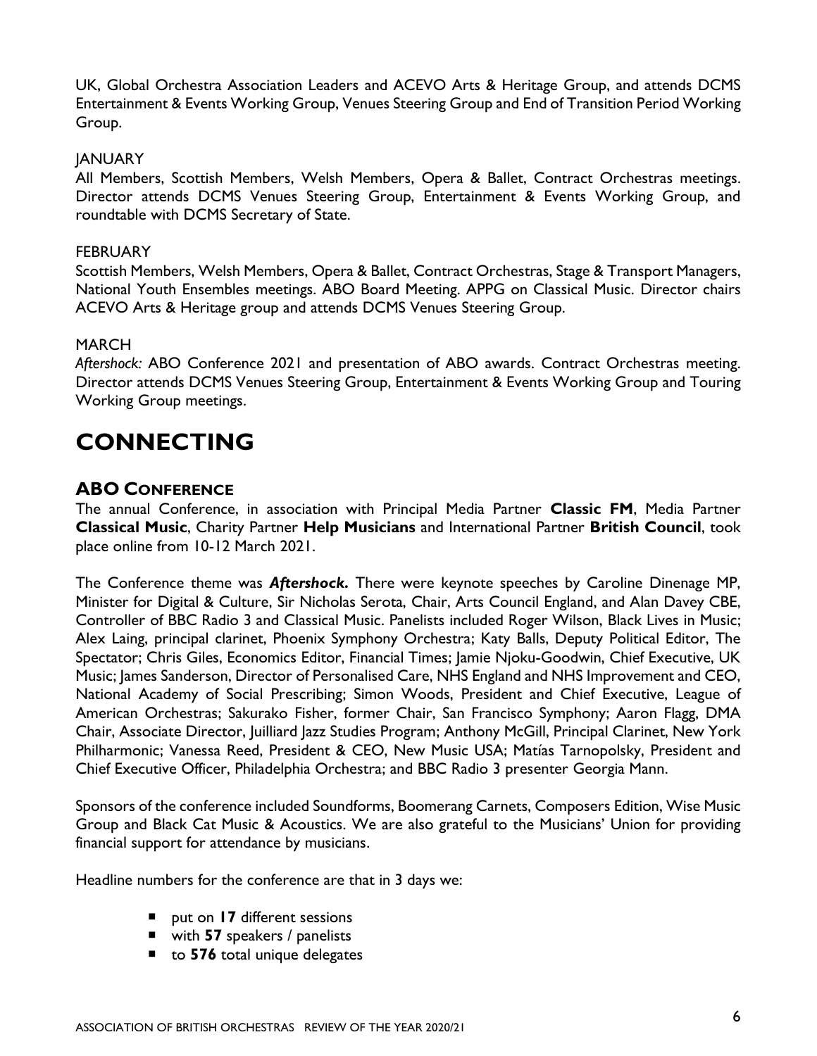UK, Global Orchestra Association Leaders and ACEVO Arts & Heritage Group, and attends DCMS Entertainment & Events Working Group, Venues Steering Group and End of Transition Period Working Group.

JANUARY

All Members, Scottish Members, Welsh Members, Opera & Ballet, Contract Orchestras meetings. Director attends DCMS Venues Steering Group, Entertainment & Events Working Group, and roundtable with DCMS Secretary of State.

FEBRUARY

Scottish Members, Welsh Members, Opera & Ballet, Contract Orchestras, Stage & Transport Managers, National Youth Ensembles meetings. ABO Board Meeting. APPG on Classical Music. Director chairs ACEVO Arts & Heritage group and attends DCMS Venues Steering Group.

MARCH

*Aftershock:* ABO Conference 2021 and presentation of ABO awards. Contract Orchestras meeting. Director attends DCMS Venues Steering Group, Entertainment & Events Working Group and Touring Working Group meetings.

# CONNECTING

## ABO CONFERENCE

The annual Conference, in association with Principal Media Partner **Classic FM**, Media Partner **Classical Music**, Charity Partner **Help Musicians** and International Partner **British Council**, took place online from 10-12 March 2021.

The Conference theme was ***Aftershock.*** There were keynote speeches by Caroline Dinenage MP, Minister for Digital & Culture, Sir Nicholas Serota, Chair, Arts Council England, and Alan Davey CBE, Controller of BBC Radio 3 and Classical Music. Panelists included Roger Wilson, Black Lives in Music; Alex Laing, principal clarinet, Phoenix Symphony Orchestra; Katy Balls, Deputy Political Editor, The Spectator; Chris Giles, Economics Editor, Financial Times; Jamie Njoku-Goodwin, Chief Executive, UK Music; James Sanderson, Director of Personalised Care, NHS England and NHS Improvement and CEO, National Academy of Social Prescribing; Simon Woods, President and Chief Executive, League of American Orchestras; Sakurako Fisher, former Chair, San Francisco Symphony; Aaron Flagg, DMA Chair, Associate Director, Juilliard Jazz Studies Program; Anthony McGill, Principal Clarinet, New York Philharmonic; Vanessa Reed, President & CEO, New Music USA; Matías Tarnopolsky, President and Chief Executive Officer, Philadelphia Orchestra; and BBC Radio 3 presenter Georgia Mann.

Sponsors of the conference included Soundforms, Boomerang Carnets, Composers Edition, Wise Music Group and Black Cat Music & Acoustics. We are also grateful to the Musicians' Union for providing financial support for attendance by musicians.

Headline numbers for the conference are that in 3 days we:

- put on **17** different sessions
- with **57** speakers / panelists
- to **576** total unique delegates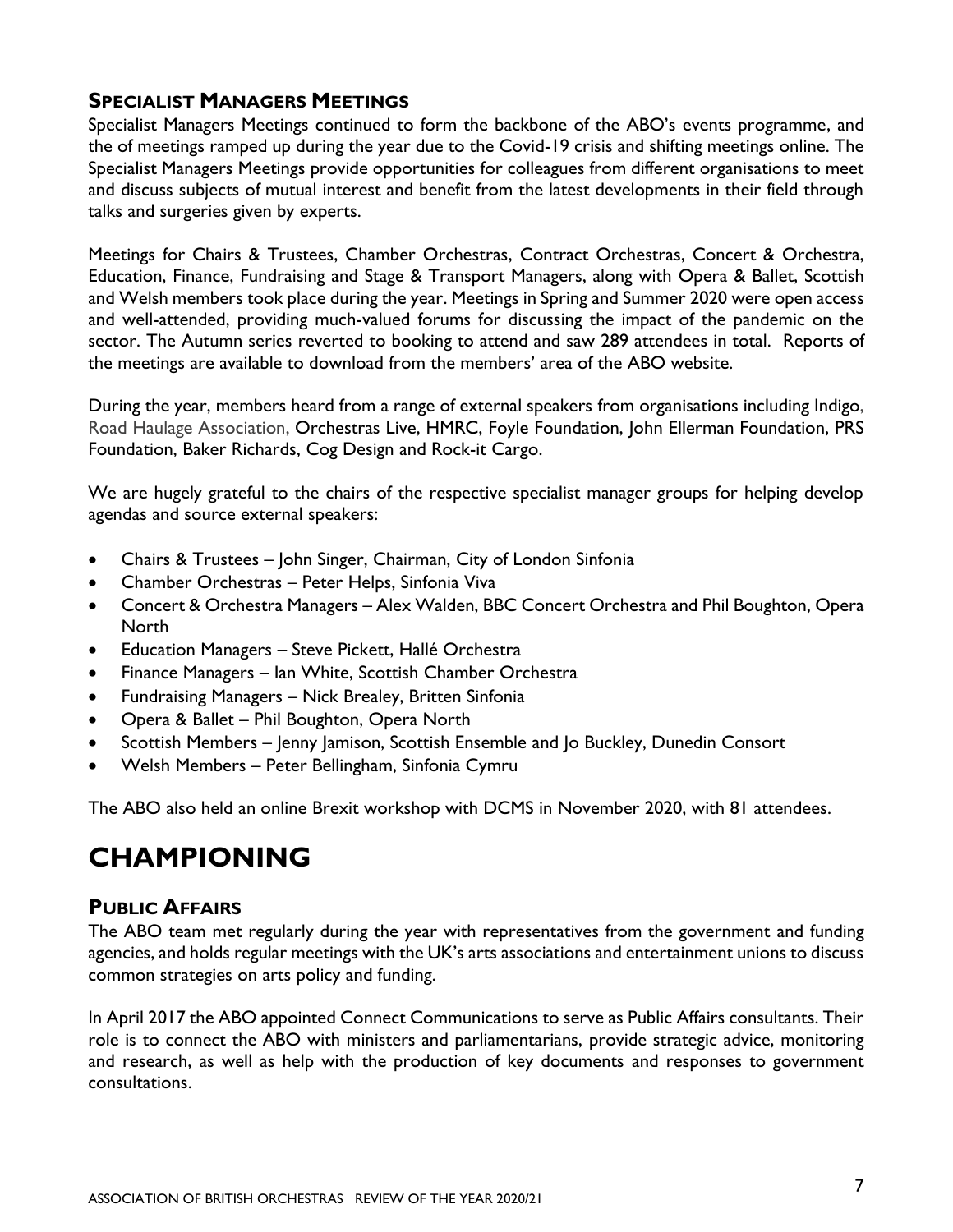### SPECIALIST MANAGERS MEETINGS

Specialist Managers Meetings continued to form the backbone of the ABO's events programme, and the of meetings ramped up during the year due to the Covid-19 crisis and shifting meetings online. The Specialist Managers Meetings provide opportunities for colleagues from different organisations to meet and discuss subjects of mutual interest and benefit from the latest developments in their field through talks and surgeries given by experts.

Meetings for Chairs & Trustees, Chamber Orchestras, Contract Orchestras, Concert & Orchestra, Education, Finance, Fundraising and Stage & Transport Managers, along with Opera & Ballet, Scottish and Welsh members took place during the year. Meetings in Spring and Summer 2020 were open access and well-attended, providing much-valued forums for discussing the impact of the pandemic on the sector. The Autumn series reverted to booking to attend and saw 289 attendees in total. Reports of the meetings are available to download from the members' area of the ABO website.

During the year, members heard from a range of external speakers from organisations including Indigo, Road Haulage Association, Orchestras Live, HMRC, Foyle Foundation, John Ellerman Foundation, PRS Foundation, Baker Richards, Cog Design and Rock-it Cargo.

We are hugely grateful to the chairs of the respective specialist manager groups for helping develop agendas and source external speakers:

- Chairs & Trustees – John Singer, Chairman, City of London Sinfonia
- Chamber Orchestras – Peter Helps, Sinfonia Viva
- Concert & Orchestra Managers – Alex Walden, BBC Concert Orchestra and Phil Boughton, Opera North
- Education Managers – Steve Pickett, Hallé Orchestra
- Finance Managers – Ian White, Scottish Chamber Orchestra
- Fundraising Managers – Nick Brealey, Britten Sinfonia
- Opera & Ballet – Phil Boughton, Opera North
- Scottish Members – Jenny Jamison, Scottish Ensemble and Jo Buckley, Dunedin Consort
- Welsh Members – Peter Bellingham, Sinfonia Cymru

The ABO also held an online Brexit workshop with DCMS in November 2020, with 81 attendees.

# CHAMPIONING

### PUBLIC AFFAIRS

The ABO team met regularly during the year with representatives from the government and funding agencies, and holds regular meetings with the UK's arts associations and entertainment unions to discuss common strategies on arts policy and funding.

In April 2017 the ABO appointed Connect Communications to serve as Public Affairs consultants. Their role is to connect the ABO with ministers and parliamentarians, provide strategic advice, monitoring and research, as well as help with the production of key documents and responses to government consultations.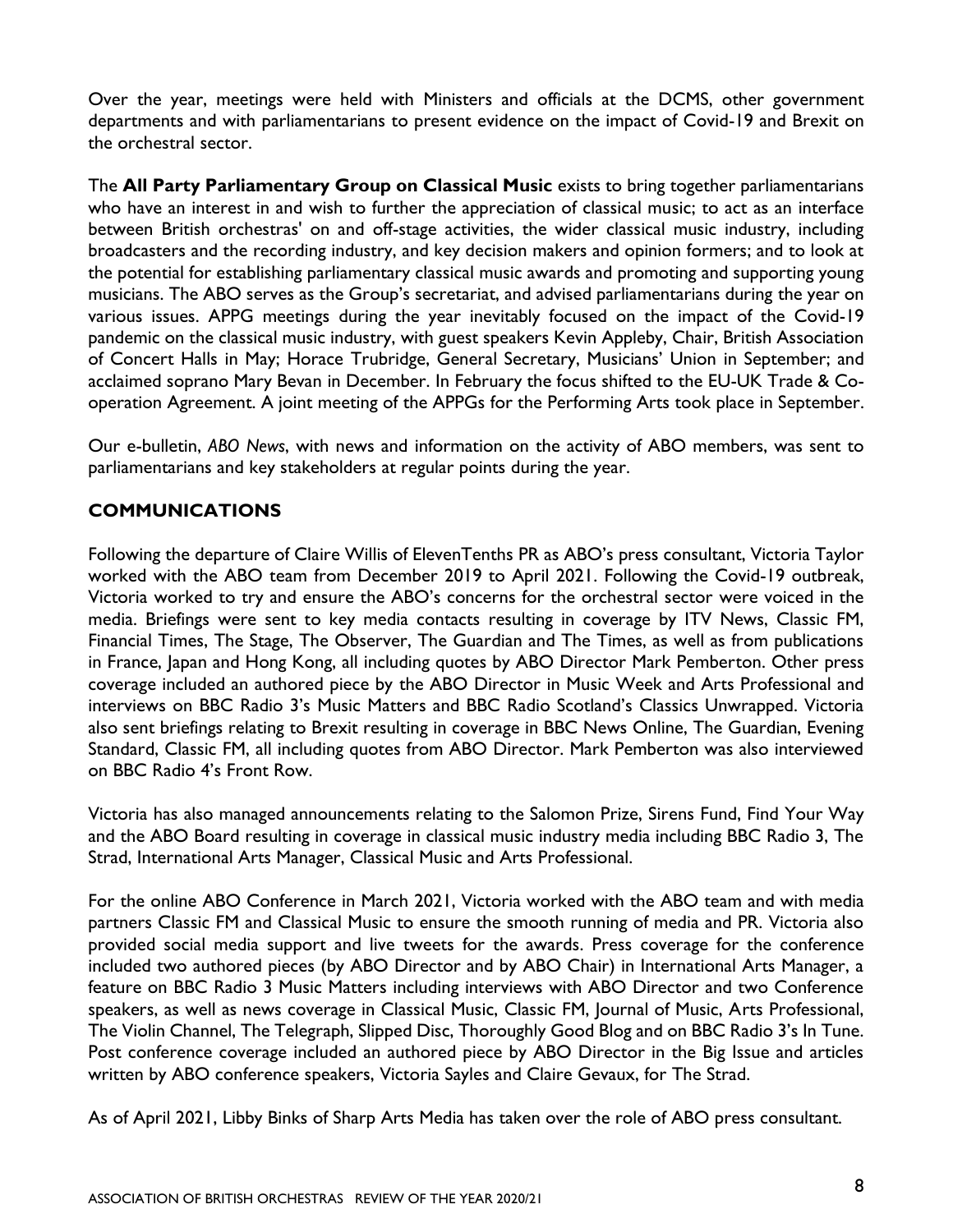Over the year, meetings were held with Ministers and officials at the DCMS, other government departments and with parliamentarians to present evidence on the impact of Covid-19 and Brexit on the orchestral sector.

The **All Party Parliamentary Group on Classical Music** exists to bring together parliamentarians who have an interest in and wish to further the appreciation of classical music; to act as an interface between British orchestras' on and off-stage activities, the wider classical music industry, including broadcasters and the recording industry, and key decision makers and opinion formers; and to look at the potential for establishing parliamentary classical music awards and promoting and supporting young musicians. The ABO serves as the Group's secretariat, and advised parliamentarians during the year on various issues. APPG meetings during the year inevitably focused on the impact of the Covid-19 pandemic on the classical music industry, with guest speakers Kevin Appleby, Chair, British Association of Concert Halls in May; Horace Trubridge, General Secretary, Musicians' Union in September; and acclaimed soprano Mary Bevan in December. In February the focus shifted to the EU-UK Trade & Co-operation Agreement. A joint meeting of the APPGs for the Performing Arts took place in September.

Our e-bulletin, *ABO News*, with news and information on the activity of ABO members, was sent to parliamentarians and key stakeholders at regular points during the year.

## COMMUNICATIONS

Following the departure of Claire Willis of ElevenTenths PR as ABO's press consultant, Victoria Taylor worked with the ABO team from December 2019 to April 2021. Following the Covid-19 outbreak, Victoria worked to try and ensure the ABO's concerns for the orchestral sector were voiced in the media. Briefings were sent to key media contacts resulting in coverage by ITV News, Classic FM, Financial Times, The Stage, The Observer, The Guardian and The Times, as well as from publications in France, Japan and Hong Kong, all including quotes by ABO Director Mark Pemberton. Other press coverage included an authored piece by the ABO Director in Music Week and Arts Professional and interviews on BBC Radio 3's Music Matters and BBC Radio Scotland's Classics Unwrapped. Victoria also sent briefings relating to Brexit resulting in coverage in BBC News Online, The Guardian, Evening Standard, Classic FM, all including quotes from ABO Director. Mark Pemberton was also interviewed on BBC Radio 4's Front Row.

Victoria has also managed announcements relating to the Salomon Prize, Sirens Fund, Find Your Way and the ABO Board resulting in coverage in classical music industry media including BBC Radio 3, The Strad, International Arts Manager, Classical Music and Arts Professional.

For the online ABO Conference in March 2021, Victoria worked with the ABO team and with media partners Classic FM and Classical Music to ensure the smooth running of media and PR. Victoria also provided social media support and live tweets for the awards. Press coverage for the conference included two authored pieces (by ABO Director and by ABO Chair) in International Arts Manager, a feature on BBC Radio 3 Music Matters including interviews with ABO Director and two Conference speakers, as well as news coverage in Classical Music, Classic FM, Journal of Music, Arts Professional, The Violin Channel, The Telegraph, Slipped Disc, Thoroughly Good Blog and on BBC Radio 3's In Tune. Post conference coverage included an authored piece by ABO Director in the Big Issue and articles written by ABO conference speakers, Victoria Sayles and Claire Gevaux, for The Strad.

As of April 2021, Libby Binks of Sharp Arts Media has taken over the role of ABO press consultant.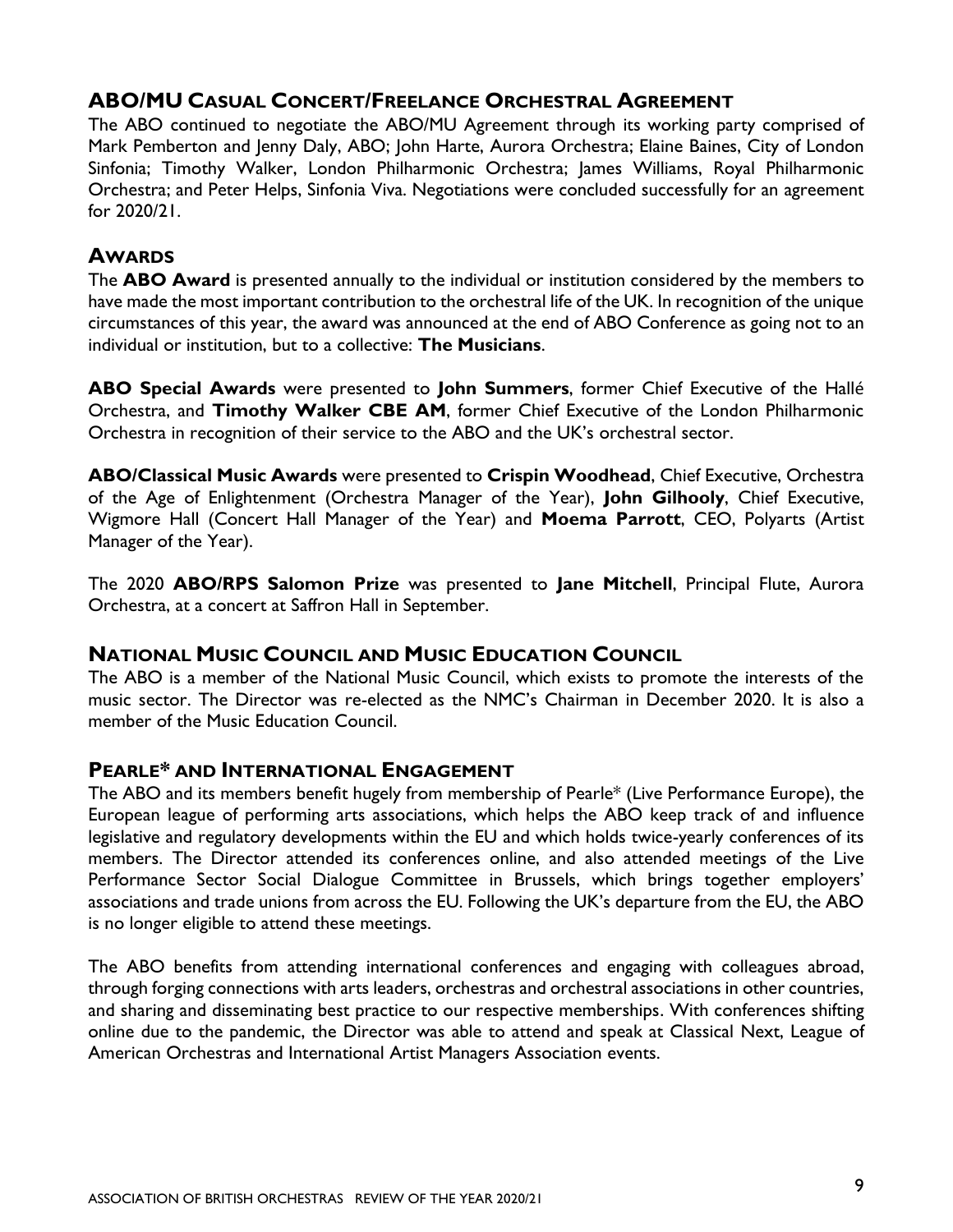## ABO/MU Casual Concert/Freelance Orchestral Agreement

The ABO continued to negotiate the ABO/MU Agreement through its working party comprised of Mark Pemberton and Jenny Daly, ABO; John Harte, Aurora Orchestra; Elaine Baines, City of London Sinfonia; Timothy Walker, London Philharmonic Orchestra; James Williams, Royal Philharmonic Orchestra; and Peter Helps, Sinfonia Viva. Negotiations were concluded successfully for an agreement for 2020/21.

## Awards

The **ABO Award** is presented annually to the individual or institution considered by the members to have made the most important contribution to the orchestral life of the UK. In recognition of the unique circumstances of this year, the award was announced at the end of ABO Conference as going not to an individual or institution, but to a collective: **The Musicians**.

**ABO Special Awards** were presented to **John Summers**, former Chief Executive of the Hallé Orchestra, and **Timothy Walker CBE AM**, former Chief Executive of the London Philharmonic Orchestra in recognition of their service to the ABO and the UK's orchestral sector.

**ABO/Classical Music Awards** were presented to **Crispin Woodhead**, Chief Executive, Orchestra of the Age of Enlightenment (Orchestra Manager of the Year), **John Gilhooly**, Chief Executive, Wigmore Hall (Concert Hall Manager of the Year) and **Moema Parrott**, CEO, Polyarts (Artist Manager of the Year).

The 2020 **ABO/RPS Salomon Prize** was presented to **Jane Mitchell**, Principal Flute, Aurora Orchestra, at a concert at Saffron Hall in September.

## National Music Council and Music Education Council

The ABO is a member of the National Music Council, which exists to promote the interests of the music sector. The Director was re-elected as the NMC's Chairman in December 2020. It is also a member of the Music Education Council.

## Pearle* and International Engagement

The ABO and its members benefit hugely from membership of Pearle* (Live Performance Europe), the European league of performing arts associations, which helps the ABO keep track of and influence legislative and regulatory developments within the EU and which holds twice-yearly conferences of its members. The Director attended its conferences online, and also attended meetings of the Live Performance Sector Social Dialogue Committee in Brussels, which brings together employers' associations and trade unions from across the EU. Following the UK's departure from the EU, the ABO is no longer eligible to attend these meetings.

The ABO benefits from attending international conferences and engaging with colleagues abroad, through forging connections with arts leaders, orchestras and orchestral associations in other countries, and sharing and disseminating best practice to our respective memberships. With conferences shifting online due to the pandemic, the Director was able to attend and speak at Classical Next, League of American Orchestras and International Artist Managers Association events.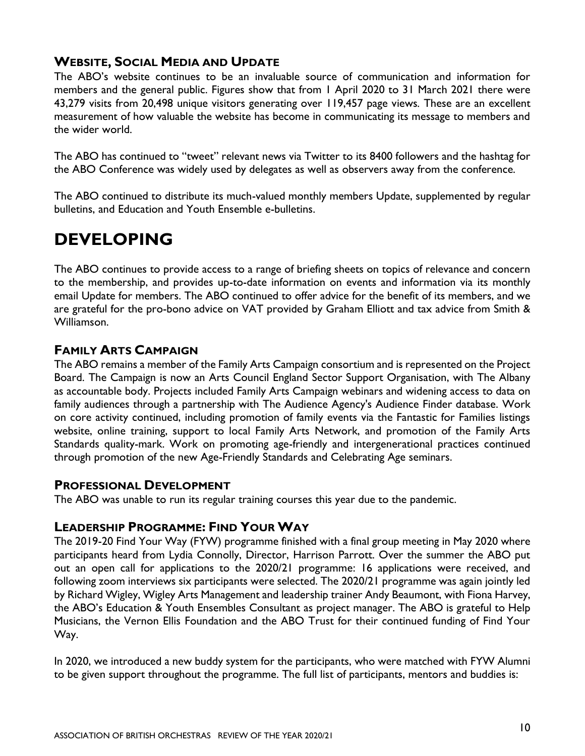### Website, Social Media and Update

The ABO's website continues to be an invaluable source of communication and information for members and the general public. Figures show that from 1 April 2020 to 31 March 2021 there were 43,279 visits from 20,498 unique visitors generating over 119,457 page views. These are an excellent measurement of how valuable the website has become in communicating its message to members and the wider world.

The ABO has continued to "tweet" relevant news via Twitter to its 8400 followers and the hashtag for the ABO Conference was widely used by delegates as well as observers away from the conference.

The ABO continued to distribute its much-valued monthly members Update, supplemented by regular bulletins, and Education and Youth Ensemble e-bulletins.

# DEVELOPING

The ABO continues to provide access to a range of briefing sheets on topics of relevance and concern to the membership, and provides up-to-date information on events and information via its monthly email Update for members. The ABO continued to offer advice for the benefit of its members, and we are grateful for the pro-bono advice on VAT provided by Graham Elliott and tax advice from Smith & Williamson.

### Family Arts Campaign

The ABO remains a member of the Family Arts Campaign consortium and is represented on the Project Board. The Campaign is now an Arts Council England Sector Support Organisation, with The Albany as accountable body. Projects included Family Arts Campaign webinars and widening access to data on family audiences through a partnership with The Audience Agency's Audience Finder database. Work on core activity continued, including promotion of family events via the Fantastic for Families listings website, online training, support to local Family Arts Network, and promotion of the Family Arts Standards quality-mark. Work on promoting age-friendly and intergenerational practices continued through promotion of the new Age-Friendly Standards and Celebrating Age seminars.

### Professional Development

The ABO was unable to run its regular training courses this year due to the pandemic.

### Leadership Programme: Find Your Way

The 2019-20 Find Your Way (FYW) programme finished with a final group meeting in May 2020 where participants heard from Lydia Connolly, Director, Harrison Parrott. Over the summer the ABO put out an open call for applications to the 2020/21 programme: 16 applications were received, and following zoom interviews six participants were selected. The 2020/21 programme was again jointly led by Richard Wigley, Wigley Arts Management and leadership trainer Andy Beaumont, with Fiona Harvey, the ABO's Education & Youth Ensembles Consultant as project manager. The ABO is grateful to Help Musicians, the Vernon Ellis Foundation and the ABO Trust for their continued funding of Find Your Way.

In 2020, we introduced a new buddy system for the participants, who were matched with FYW Alumni to be given support throughout the programme. The full list of participants, mentors and buddies is: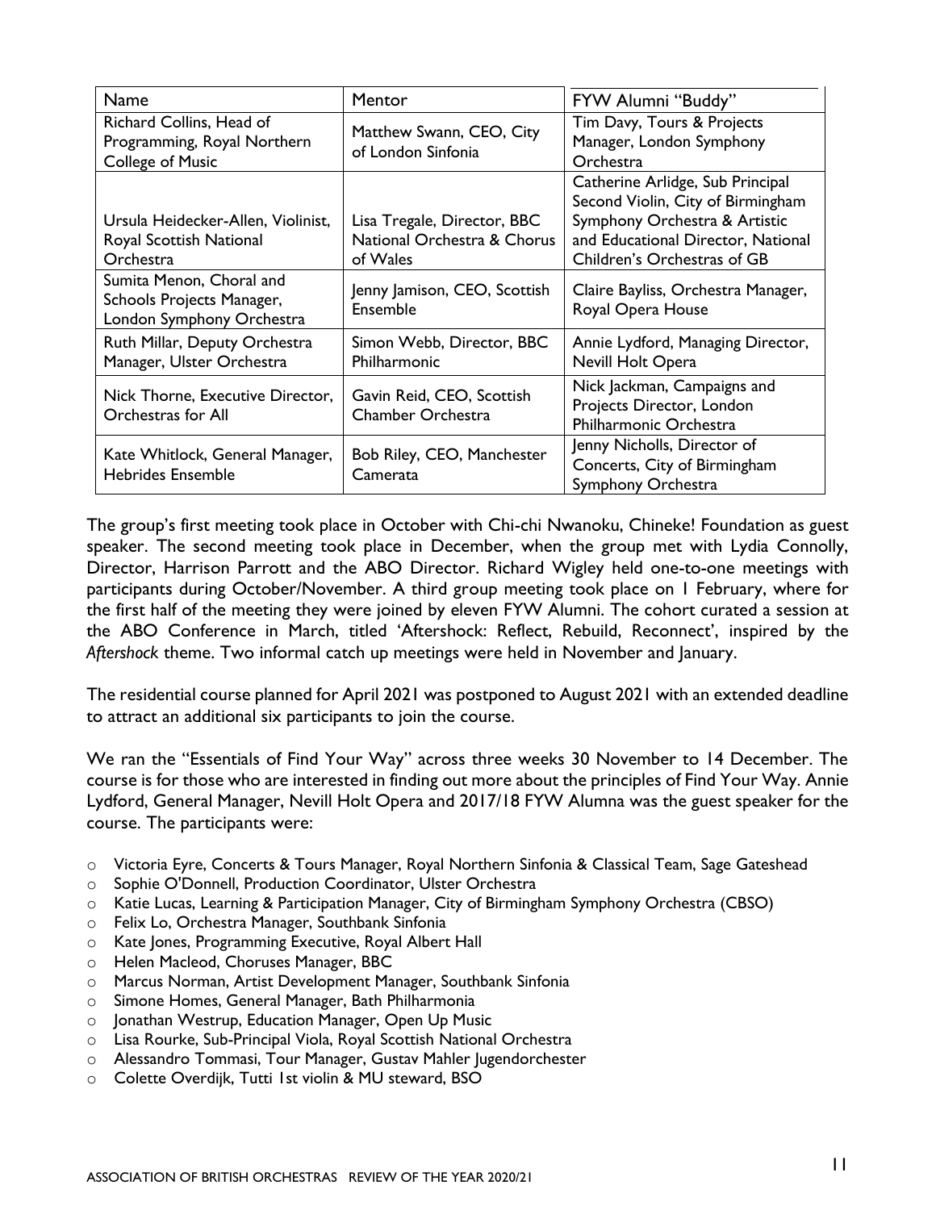| Name | Mentor | FYW Alumni "Buddy" |
|---|---|---|
| Richard Collins, Head of Programming, Royal Northern College of Music | Matthew Swann, CEO, City of London Sinfonia | Tim Davy, Tours & Projects Manager, London Symphony Orchestra |
| Ursula Heidecker-Allen, Violinist, Royal Scottish National Orchestra | Lisa Tregale, Director, BBC National Orchestra & Chorus of Wales | Catherine Arlidge, Sub Principal Second Violin, City of Birmingham Symphony Orchestra & Artistic and Educational Director, National Children's Orchestras of GB |
| Sumita Menon, Choral and Schools Projects Manager, London Symphony Orchestra | Jenny Jamison, CEO, Scottish Ensemble | Claire Bayliss, Orchestra Manager, Royal Opera House |
| Ruth Millar, Deputy Orchestra Manager, Ulster Orchestra | Simon Webb, Director, BBC Philharmonic | Annie Lydford, Managing Director, Nevill Holt Opera |
| Nick Thorne, Executive Director, Orchestras for All | Gavin Reid, CEO, Scottish Chamber Orchestra | Nick Jackman, Campaigns and Projects Director, London Philharmonic Orchestra |
| Kate Whitlock, General Manager, Hebrides Ensemble | Bob Riley, CEO, Manchester Camerata | Jenny Nicholls, Director of Concerts, City of Birmingham Symphony Orchestra |

The group's first meeting took place in October with Chi-chi Nwanoku, Chineke! Foundation as guest speaker. The second meeting took place in December, when the group met with Lydia Connolly, Director, Harrison Parrott and the ABO Director. Richard Wigley held one-to-one meetings with participants during October/November. A third group meeting took place on 1 February, where for the first half of the meeting they were joined by eleven FYW Alumni. The cohort curated a session at the ABO Conference in March, titled 'Aftershock: Reflect, Rebuild, Reconnect', inspired by the *Aftershock* theme. Two informal catch up meetings were held in November and January.

The residential course planned for April 2021 was postponed to August 2021 with an extended deadline to attract an additional six participants to join the course.

We ran the "Essentials of Find Your Way" across three weeks 30 November to 14 December. The course is for those who are interested in finding out more about the principles of Find Your Way. Annie Lydford, General Manager, Nevill Holt Opera and 2017/18 FYW Alumna was the guest speaker for the course. The participants were:

- Victoria Eyre, Concerts & Tours Manager, Royal Northern Sinfonia & Classical Team, Sage Gateshead
- Sophie O'Donnell, Production Coordinator, Ulster Orchestra
- Katie Lucas, Learning & Participation Manager, City of Birmingham Symphony Orchestra (CBSO)
- Felix Lo, Orchestra Manager, Southbank Sinfonia
- Kate Jones, Programming Executive, Royal Albert Hall
- Helen Macleod, Choruses Manager, BBC
- Marcus Norman, Artist Development Manager, Southbank Sinfonia
- Simone Homes, General Manager, Bath Philharmonia
- Jonathan Westrup, Education Manager, Open Up Music
- Lisa Rourke, Sub-Principal Viola, Royal Scottish National Orchestra
- Alessandro Tommasi, Tour Manager, Gustav Mahler Jugendorchester
- Colette Overdijk, Tutti 1st violin & MU steward, BSO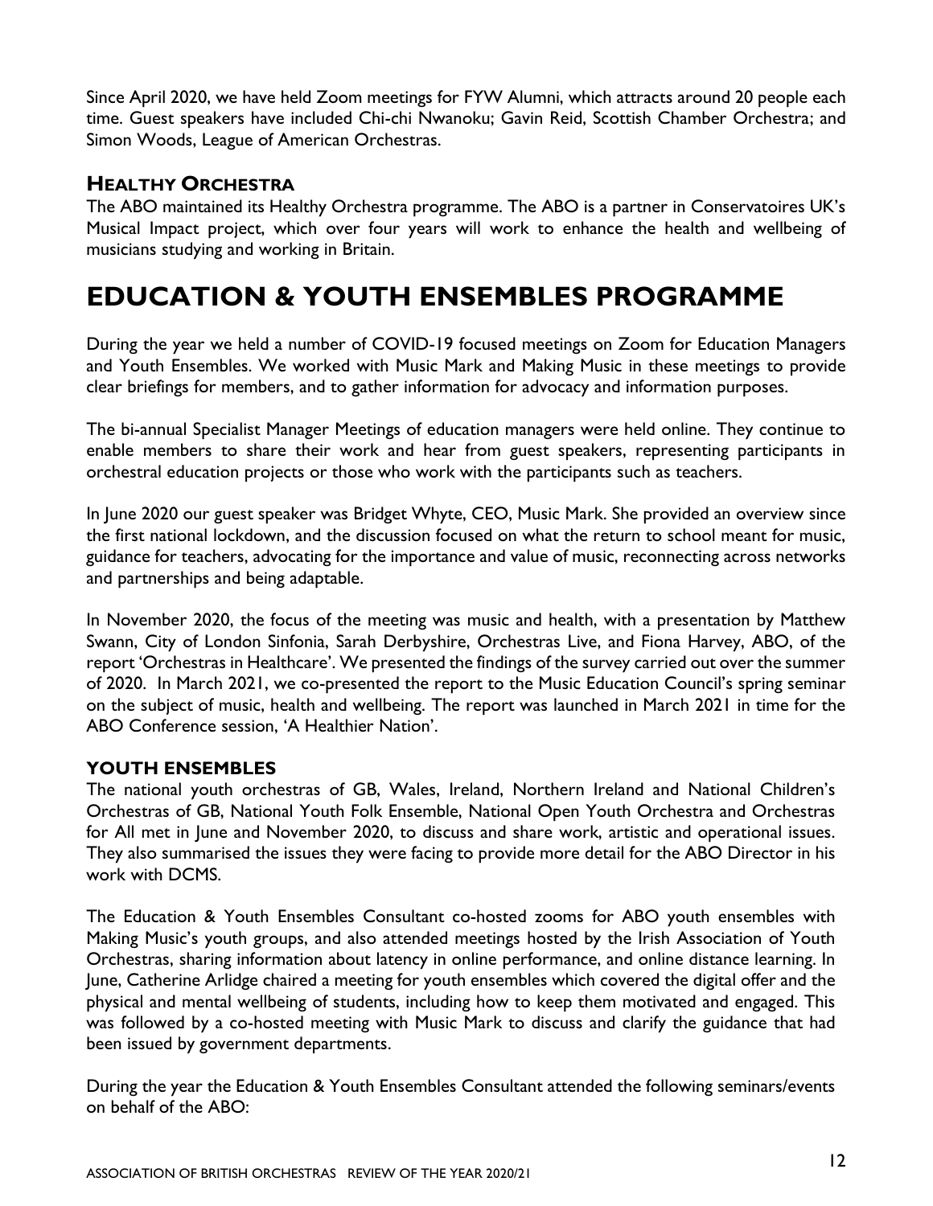Since April 2020, we have held Zoom meetings for FYW Alumni, which attracts around 20 people each time. Guest speakers have included Chi-chi Nwanoku; Gavin Reid, Scottish Chamber Orchestra; and Simon Woods, League of American Orchestras.

### HEALTHY ORCHESTRA

The ABO maintained its Healthy Orchestra programme. The ABO is a partner in Conservatoires UK's Musical Impact project, which over four years will work to enhance the health and wellbeing of musicians studying and working in Britain.

# EDUCATION & YOUTH ENSEMBLES PROGRAMME

During the year we held a number of COVID-19 focused meetings on Zoom for Education Managers and Youth Ensembles. We worked with Music Mark and Making Music in these meetings to provide clear briefings for members, and to gather information for advocacy and information purposes.

The bi-annual Specialist Manager Meetings of education managers were held online. They continue to enable members to share their work and hear from guest speakers, representing participants in orchestral education projects or those who work with the participants such as teachers.

In June 2020 our guest speaker was Bridget Whyte, CEO, Music Mark. She provided an overview since the first national lockdown, and the discussion focused on what the return to school meant for music, guidance for teachers, advocating for the importance and value of music, reconnecting across networks and partnerships and being adaptable.

In November 2020, the focus of the meeting was music and health, with a presentation by Matthew Swann, City of London Sinfonia, Sarah Derbyshire, Orchestras Live, and Fiona Harvey, ABO, of the report 'Orchestras in Healthcare'. We presented the findings of the survey carried out over the summer of 2020. In March 2021, we co-presented the report to the Music Education Council's spring seminar on the subject of music, health and wellbeing. The report was launched in March 2021 in time for the ABO Conference session, 'A Healthier Nation'.

### YOUTH ENSEMBLES

The national youth orchestras of GB, Wales, Ireland, Northern Ireland and National Children's Orchestras of GB, National Youth Folk Ensemble, National Open Youth Orchestra and Orchestras for All met in June and November 2020, to discuss and share work, artistic and operational issues. They also summarised the issues they were facing to provide more detail for the ABO Director in his work with DCMS.

The Education & Youth Ensembles Consultant co-hosted zooms for ABO youth ensembles with Making Music's youth groups, and also attended meetings hosted by the Irish Association of Youth Orchestras, sharing information about latency in online performance, and online distance learning. In June, Catherine Arlidge chaired a meeting for youth ensembles which covered the digital offer and the physical and mental wellbeing of students, including how to keep them motivated and engaged. This was followed by a co-hosted meeting with Music Mark to discuss and clarify the guidance that had been issued by government departments.

During the year the Education & Youth Ensembles Consultant attended the following seminars/events on behalf of the ABO: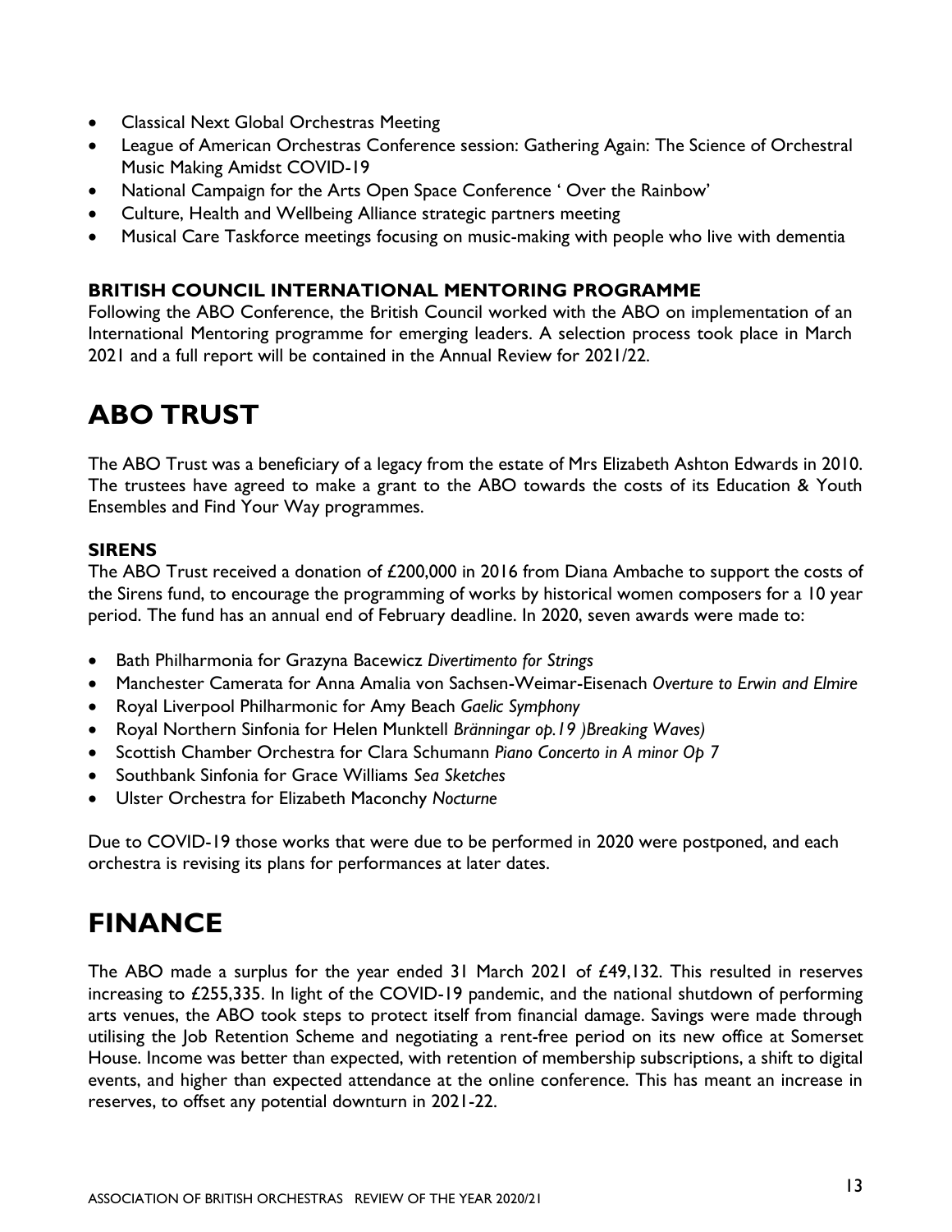- Classical Next Global Orchestras Meeting
- League of American Orchestras Conference session: Gathering Again: The Science of Orchestral Music Making Amidst COVID-19
- National Campaign for the Arts Open Space Conference ' Over the Rainbow'
- Culture, Health and Wellbeing Alliance strategic partners meeting
- Musical Care Taskforce meetings focusing on music-making with people who live with dementia

### BRITISH COUNCIL INTERNATIONAL MENTORING PROGRAMME

Following the ABO Conference, the British Council worked with the ABO on implementation of an International Mentoring programme for emerging leaders. A selection process took place in March 2021 and a full report will be contained in the Annual Review for 2021/22.

# ABO TRUST

The ABO Trust was a beneficiary of a legacy from the estate of Mrs Elizabeth Ashton Edwards in 2010. The trustees have agreed to make a grant to the ABO towards the costs of its Education & Youth Ensembles and Find Your Way programmes.

### SIRENS

The ABO Trust received a donation of £200,000 in 2016 from Diana Ambache to support the costs of the Sirens fund, to encourage the programming of works by historical women composers for a 10 year period. The fund has an annual end of February deadline. In 2020, seven awards were made to:

- Bath Philharmonia for Grazyna Bacewicz *Divertimento for Strings*
- Manchester Camerata for Anna Amalia von Sachsen-Weimar-Eisenach *Overture to Erwin and Elmire*
- Royal Liverpool Philharmonic for Amy Beach *Gaelic Symphony*
- Royal Northern Sinfonia for Helen Munktell *Bränningar op.19 )Breaking Waves)*
- Scottish Chamber Orchestra for Clara Schumann *Piano Concerto in A minor Op 7*
- Southbank Sinfonia for Grace Williams *Sea Sketches*
- Ulster Orchestra for Elizabeth Maconchy *Nocturne*

Due to COVID-19 those works that were due to be performed in 2020 were postponed, and each orchestra is revising its plans for performances at later dates.

# FINANCE

The ABO made a surplus for the year ended 31 March 2021 of £49,132. This resulted in reserves increasing to £255,335. In light of the COVID-19 pandemic, and the national shutdown of performing arts venues, the ABO took steps to protect itself from financial damage. Savings were made through utilising the Job Retention Scheme and negotiating a rent-free period on its new office at Somerset House. Income was better than expected, with retention of membership subscriptions, a shift to digital events, and higher than expected attendance at the online conference. This has meant an increase in reserves, to offset any potential downturn in 2021-22.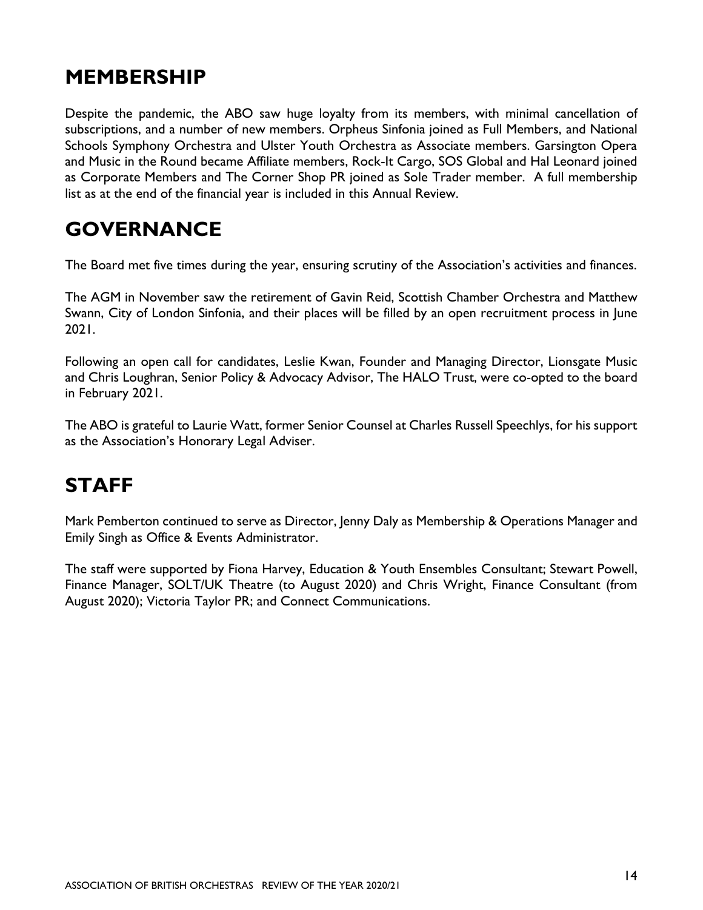## MEMBERSHIP

Despite the pandemic, the ABO saw huge loyalty from its members, with minimal cancellation of subscriptions, and a number of new members. Orpheus Sinfonia joined as Full Members, and National Schools Symphony Orchestra and Ulster Youth Orchestra as Associate members. Garsington Opera and Music in the Round became Affiliate members, Rock-It Cargo, SOS Global and Hal Leonard joined as Corporate Members and The Corner Shop PR joined as Sole Trader member. A full membership list as at the end of the financial year is included in this Annual Review.

## GOVERNANCE

The Board met five times during the year, ensuring scrutiny of the Association's activities and finances.

The AGM in November saw the retirement of Gavin Reid, Scottish Chamber Orchestra and Matthew Swann, City of London Sinfonia, and their places will be filled by an open recruitment process in June 2021.

Following an open call for candidates, Leslie Kwan, Founder and Managing Director, Lionsgate Music and Chris Loughran, Senior Policy & Advocacy Advisor, The HALO Trust, were co-opted to the board in February 2021.

The ABO is grateful to Laurie Watt, former Senior Counsel at Charles Russell Speechlys, for his support as the Association's Honorary Legal Adviser.

## STAFF

Mark Pemberton continued to serve as Director, Jenny Daly as Membership & Operations Manager and Emily Singh as Office & Events Administrator.

The staff were supported by Fiona Harvey, Education & Youth Ensembles Consultant; Stewart Powell, Finance Manager, SOLT/UK Theatre (to August 2020) and Chris Wright, Finance Consultant (from August 2020); Victoria Taylor PR; and Connect Communications.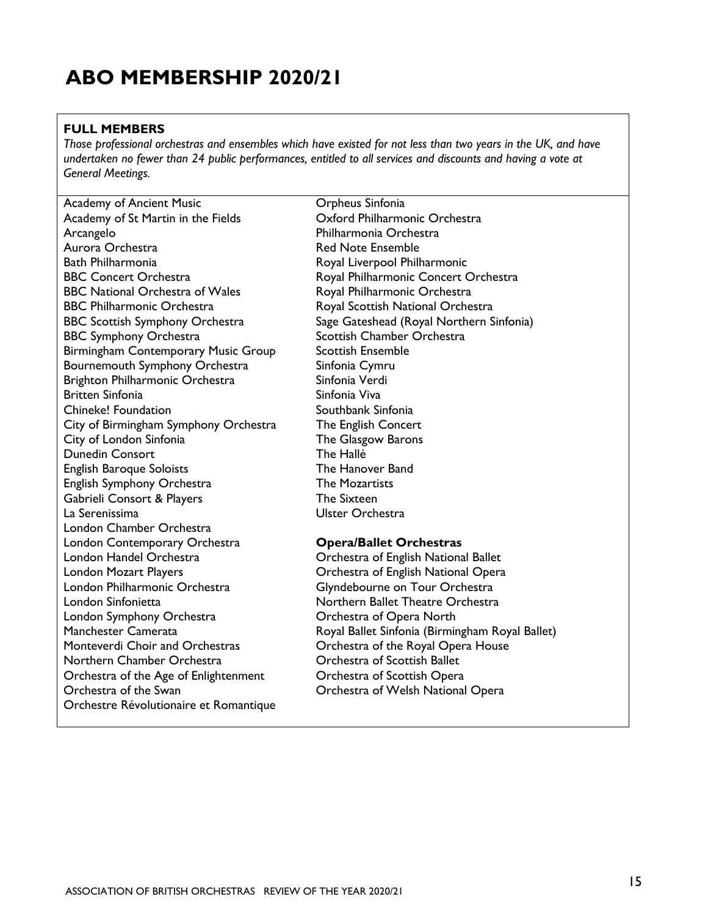# ABO MEMBERSHIP 2020/21

**FULL MEMBERS**

*Those professional orchestras and ensembles which have existed for not less than two years in the UK, and have undertaken no fewer than 24 public performances, entitled to all services and discounts and having a vote at General Meetings.*

Academy of Ancient Music
Academy of St Martin in the Fields
Arcangelo
Aurora Orchestra
Bath Philharmonia
BBC Concert Orchestra
BBC National Orchestra of Wales
BBC Philharmonic Orchestra
BBC Scottish Symphony Orchestra
BBC Symphony Orchestra
Birmingham Contemporary Music Group
Bournemouth Symphony Orchestra
Brighton Philharmonic Orchestra
Britten Sinfonia
Chineke! Foundation
City of Birmingham Symphony Orchestra
City of London Sinfonia
Dunedin Consort
English Baroque Soloists
English Symphony Orchestra
Gabrieli Consort & Players
La Serenissima
London Chamber Orchestra
London Contemporary Orchestra
London Handel Orchestra
London Mozart Players
London Philharmonic Orchestra
London Sinfonietta
London Symphony Orchestra
Manchester Camerata
Monteverdi Choir and Orchestras
Northern Chamber Orchestra
Orchestra of the Age of Enlightenment
Orchestra of the Swan
Orchestre Révolutionaire et Romantique
Orpheus Sinfonia
Oxford Philharmonic Orchestra
Philharmonia Orchestra
Red Note Ensemble
Royal Liverpool Philharmonic
Royal Philharmonic Concert Orchestra
Royal Philharmonic Orchestra
Royal Scottish National Orchestra
Sage Gateshead (Royal Northern Sinfonia)
Scottish Chamber Orchestra
Scottish Ensemble
Sinfonia Cymru
Sinfonia Verdi
Sinfonia Viva
Southbank Sinfonia
The English Concert
The Glasgow Barons
The Hallé
The Hanover Band
The Mozartists
The Sixteen
Ulster Orchestra

**Opera/Ballet Orchestras**

Orchestra of English National Ballet
Orchestra of English National Opera
Glyndebourne on Tour Orchestra
Northern Ballet Theatre Orchestra
Orchestra of Opera North
Royal Ballet Sinfonia (Birmingham Royal Ballet)
Orchestra of the Royal Opera House
Orchestra of Scottish Ballet
Orchestra of Scottish Opera
Orchestra of Welsh National Opera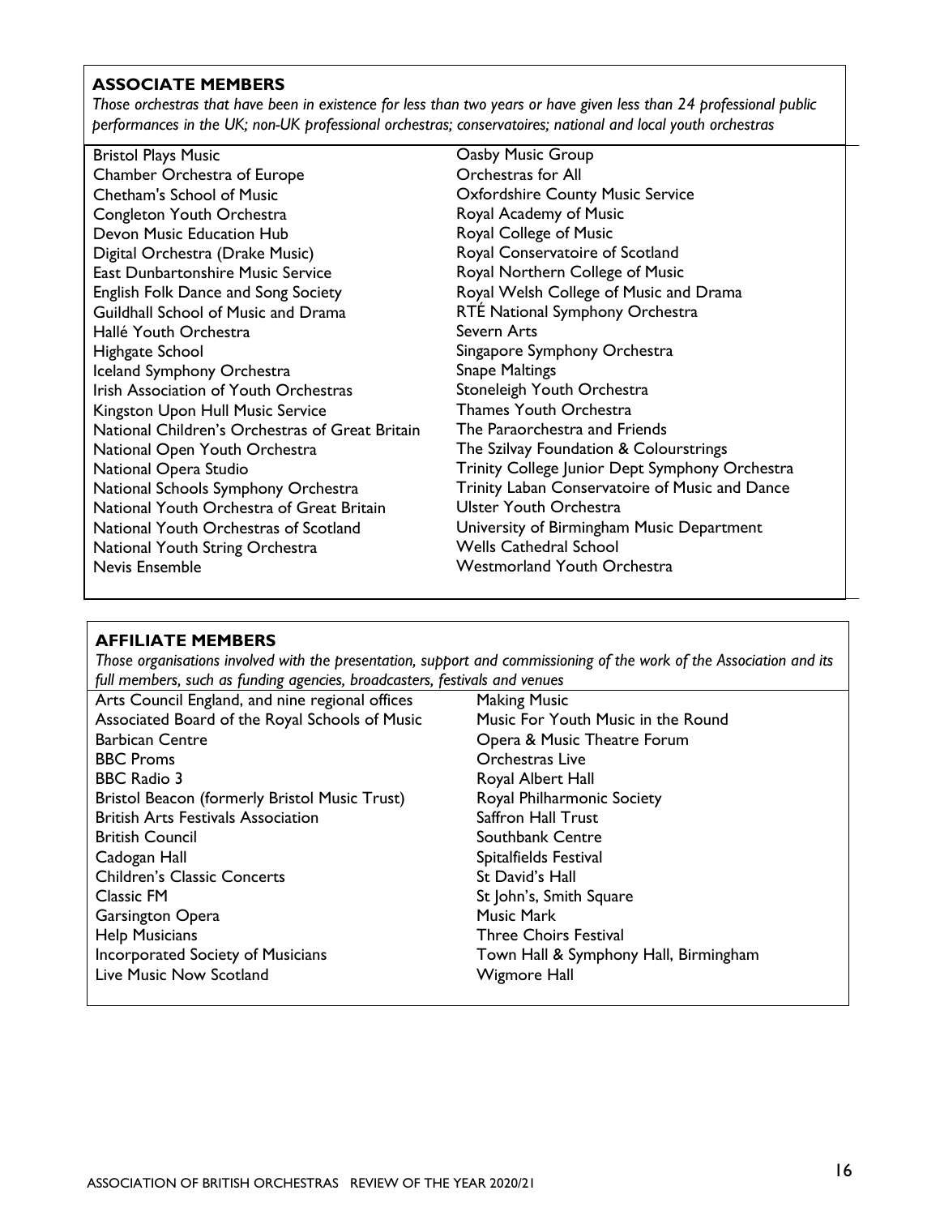## ASSOCIATE MEMBERS

*Those orchestras that have been in existence for less than two years or have given less than 24 professional public performances in the UK; non-UK professional orchestras; conservatoires; national and local youth orchestras*

- Bristol Plays Music
- Chamber Orchestra of Europe
- Chetham's School of Music
- Congleton Youth Orchestra
- Devon Music Education Hub
- Digital Orchestra (Drake Music)
- East Dunbartonshire Music Service
- English Folk Dance and Song Society
- Guildhall School of Music and Drama
- Hallé Youth Orchestra
- Highgate School
- Iceland Symphony Orchestra
- Irish Association of Youth Orchestras
- Kingston Upon Hull Music Service
- National Children's Orchestras of Great Britain
- National Open Youth Orchestra
- National Opera Studio
- National Schools Symphony Orchestra
- National Youth Orchestra of Great Britain
- National Youth Orchestras of Scotland
- National Youth String Orchestra
- Nevis Ensemble
- Oasby Music Group
- Orchestras for All
- Oxfordshire County Music Service
- Royal Academy of Music
- Royal College of Music
- Royal Conservatoire of Scotland
- Royal Northern College of Music
- Royal Welsh College of Music and Drama
- RTÉ National Symphony Orchestra
- Severn Arts
- Singapore Symphony Orchestra
- Snape Maltings
- Stoneleigh Youth Orchestra
- Thames Youth Orchestra
- The Paraorchestra and Friends
- The Szilvay Foundation & Colourstrings
- Trinity College Junior Dept Symphony Orchestra
- Trinity Laban Conservatoire of Music and Dance
- Ulster Youth Orchestra
- University of Birmingham Music Department
- Wells Cathedral School
- Westmorland Youth Orchestra

## AFFILIATE MEMBERS

*Those organisations involved with the presentation, support and commissioning of the work of the Association and its full members, such as funding agencies, broadcasters, festivals and venues*

- Arts Council England, and nine regional offices
- Associated Board of the Royal Schools of Music
- Barbican Centre
- BBC Proms
- BBC Radio 3
- Bristol Beacon (formerly Bristol Music Trust)
- British Arts Festivals Association
- British Council
- Cadogan Hall
- Children's Classic Concerts
- Classic FM
- Garsington Opera
- Help Musicians
- Incorporated Society of Musicians
- Live Music Now Scotland
- Making Music
- Music For Youth Music in the Round
- Opera & Music Theatre Forum
- Orchestras Live
- Royal Albert Hall
- Royal Philharmonic Society
- Saffron Hall Trust
- Southbank Centre
- Spitalfields Festival
- St David's Hall
- St John's, Smith Square
- Music Mark
- Three Choirs Festival
- Town Hall & Symphony Hall, Birmingham
- Wigmore Hall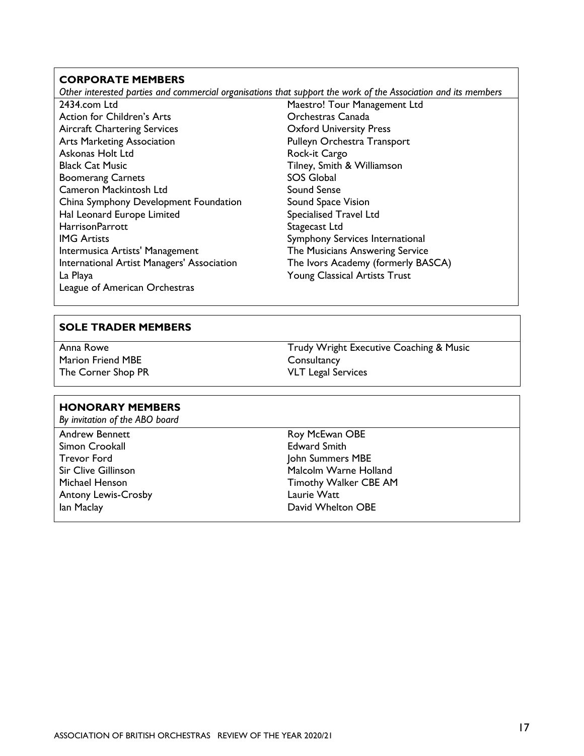## CORPORATE MEMBERS

*Other interested parties and commercial organisations that support the work of the Association and its members*

2434.com Ltd
Action for Children's Arts
Aircraft Chartering Services
Arts Marketing Association
Askonas Holt Ltd
Black Cat Music
Boomerang Carnets
Cameron Mackintosh Ltd
China Symphony Development Foundation
Hal Leonard Europe Limited
HarrisonParrott
IMG Artists
Intermusica Artists' Management
International Artist Managers' Association
La Playa
League of American Orchestras
Maestro! Tour Management Ltd
Orchestras Canada
Oxford University Press
Pulleyn Orchestra Transport
Rock-it Cargo
Tilney, Smith & Williamson
SOS Global
Sound Sense
Sound Space Vision
Specialised Travel Ltd
Stagecast Ltd
Symphony Services International
The Musicians Answering Service
The Ivors Academy (formerly BASCA)
Young Classical Artists Trust

## SOLE TRADER MEMBERS

Anna Rowe
Marion Friend MBE
The Corner Shop PR
Trudy Wright Executive Coaching & Music Consultancy
VLT Legal Services

## HONORARY MEMBERS

*By invitation of the ABO board*

Andrew Bennett
Simon Crookall
Trevor Ford
Sir Clive Gillinson
Michael Henson
Antony Lewis-Crosby
Ian Maclay
Roy McEwan OBE
Edward Smith
John Summers MBE
Malcolm Warne Holland
Timothy Walker CBE AM
Laurie Watt
David Whelton OBE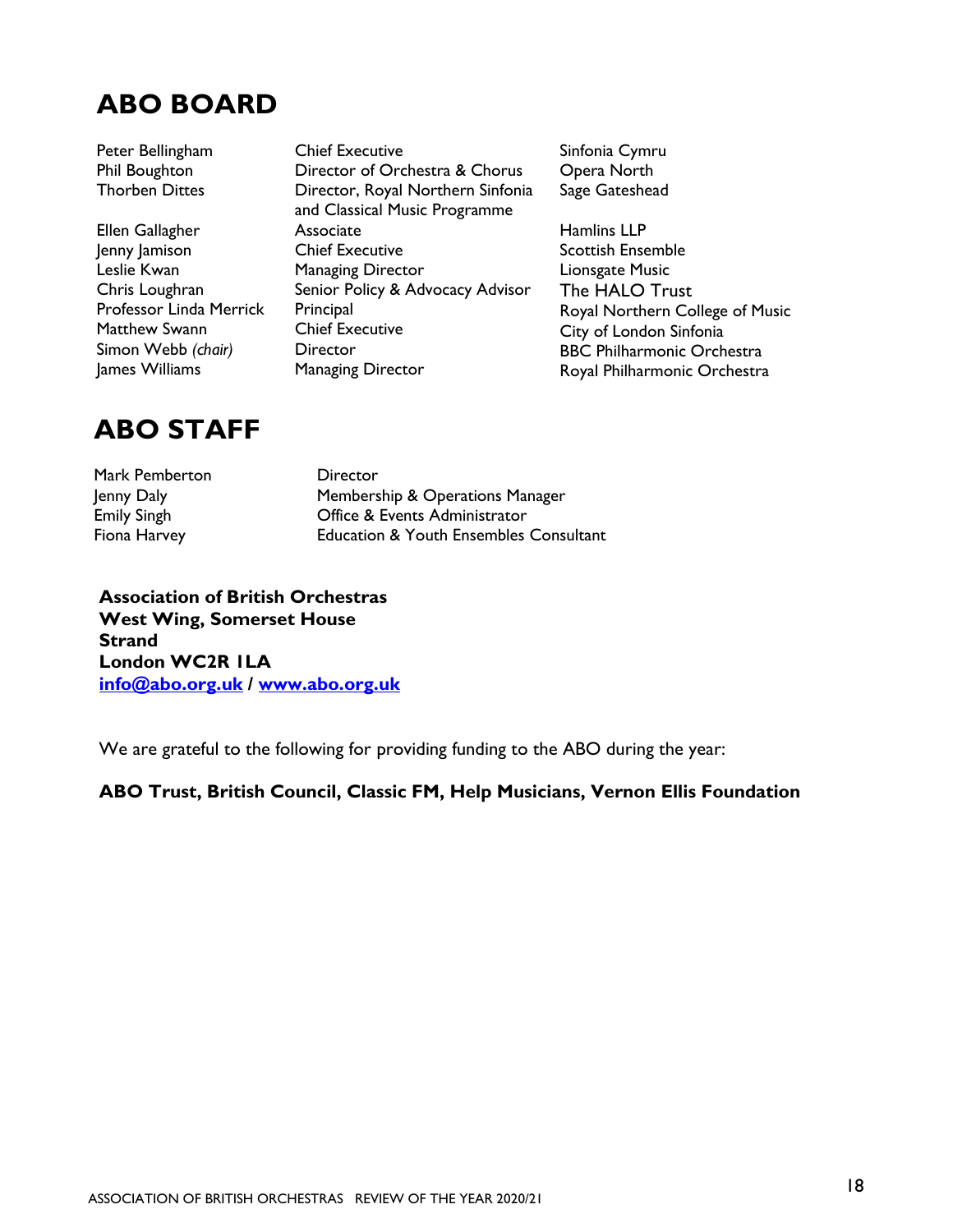# ABO BOARD

| | | |
|---|---|---|
| Peter Bellingham | Chief Executive | Sinfonia Cymru |
| Phil Boughton | Director of Orchestra & Chorus | Opera North |
| Thorben Dittes | Director, Royal Northern Sinfonia and Classical Music Programme | Sage Gateshead |
| Ellen Gallagher | Associate | Hamlins LLP |
| Jenny Jamison | Chief Executive | Scottish Ensemble |
| Leslie Kwan | Managing Director | Lionsgate Music |
| Chris Loughran | Senior Policy & Advocacy Advisor | The HALO Trust |
| Professor Linda Merrick | Principal | Royal Northern College of Music |
| Matthew Swann | Chief Executive | City of London Sinfonia |
| Simon Webb *(chair)* | Director | BBC Philharmonic Orchestra |
| James Williams | Managing Director | Royal Philharmonic Orchestra |

# ABO STAFF

| | |
|---|---|
| Mark Pemberton | Director |
| Jenny Daly | Membership & Operations Manager |
| Emily Singh | Office & Events Administrator |
| Fiona Harvey | Education & Youth Ensembles Consultant |

**Association of British Orchestras**
**West Wing, Somerset House**
**Strand**
**London WC2R 1LA**
**info@abo.org.uk / www.abo.org.uk**

We are grateful to the following for providing funding to the ABO during the year:

**ABO Trust, British Council, Classic FM, Help Musicians, Vernon Ellis Foundation**